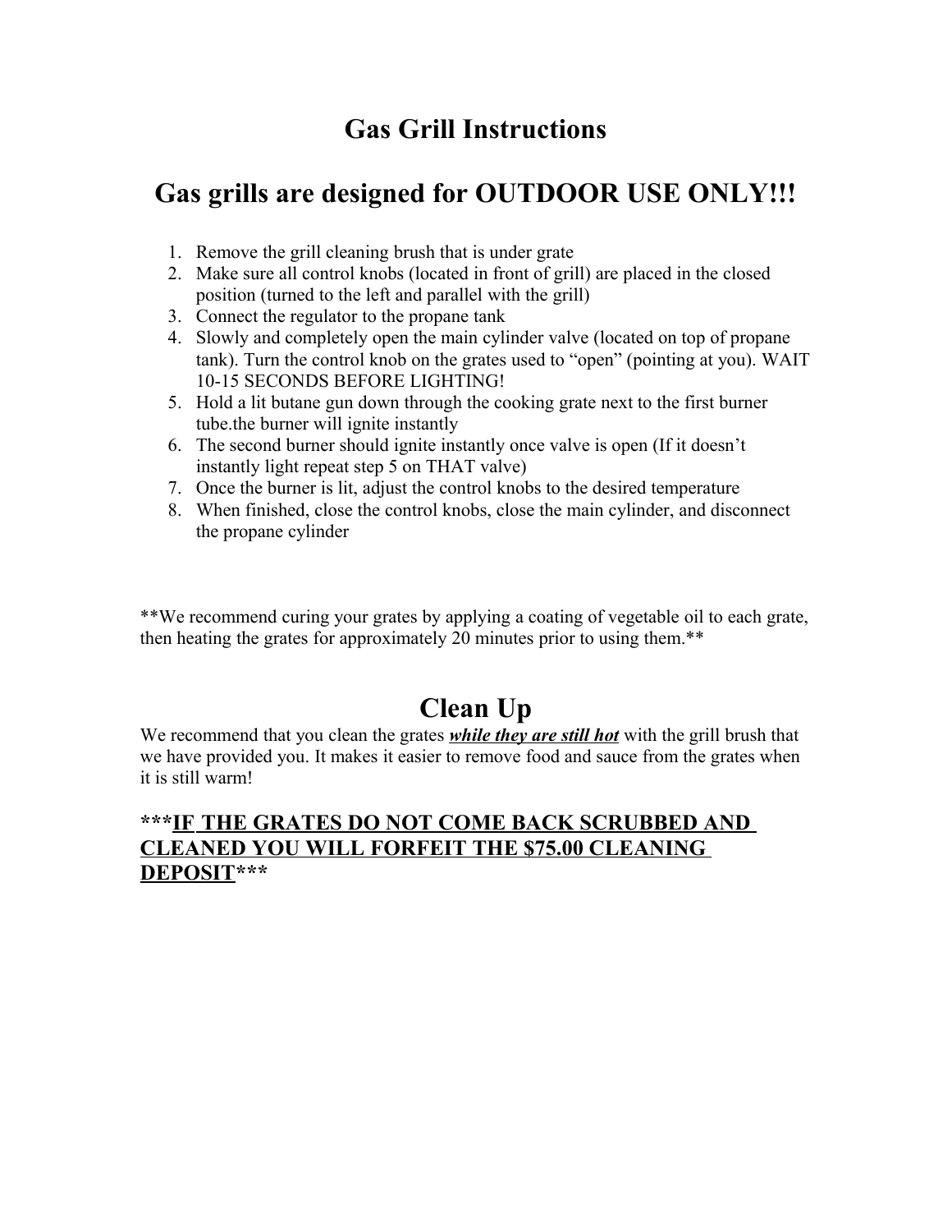# Gas Grill Instructions

## Gas grills are designed for OUTDOOR USE ONLY!!!

1. Remove the grill cleaning brush that is under grate
2. Make sure all control knobs (located in front of grill) are placed in the closed position (turned to the left and parallel with the grill)
3. Connect the regulator to the propane tank
4. Slowly and completely open the main cylinder valve (located on top of propane tank). Turn the control knob on the grates used to "open" (pointing at you). WAIT 10-15 SECONDS BEFORE LIGHTING!
5. Hold a lit butane gun down through the cooking grate next to the first burner tube.the burner will ignite instantly
6. The second burner should ignite instantly once valve is open (If it doesn't instantly light repeat step 5 on THAT valve)
7. Once the burner is lit, adjust the control knobs to the desired temperature
8. When finished, close the control knobs, close the main cylinder, and disconnect the propane cylinder

**We recommend curing your grates by applying a coating of vegetable oil to each grate, then heating the grates for approximately 20 minutes prior to using them.**

## Clean Up

We recommend that you clean the grates ***while they are still hot*** with the grill brush that we have provided you. It makes it easier to remove food and sauce from the grates when it is still warm!

**\*\*\*IF THE GRATES DO NOT COME BACK SCRUBBED AND CLEANED YOU WILL FORFEIT THE $75.00 CLEANING DEPOSIT\*\*\***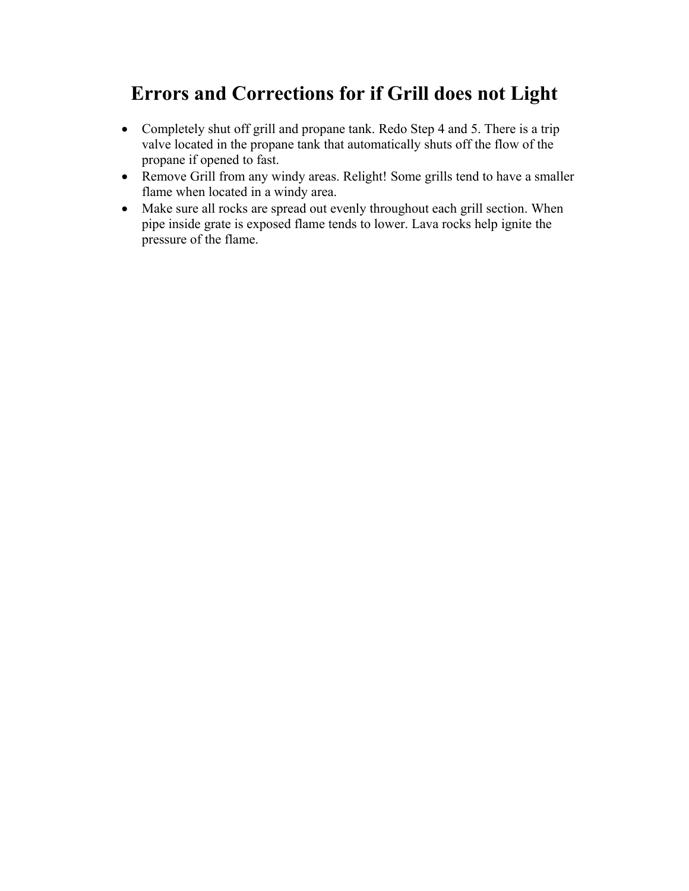# Errors and Corrections for if Grill does not Light

- Completely shut off grill and propane tank. Redo Step 4 and 5. There is a trip valve located in the propane tank that automatically shuts off the flow of the propane if opened to fast.
- Remove Grill from any windy areas. Relight! Some grills tend to have a smaller flame when located in a windy area.
- Make sure all rocks are spread out evenly throughout each grill section. When pipe inside grate is exposed flame tends to lower. Lava rocks help ignite the pressure of the flame.